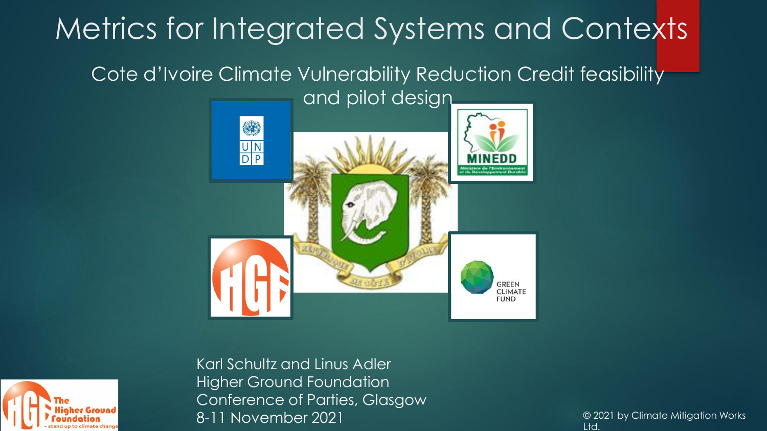# Metrics for Integrated Systems and Contexts

## Cote d'Ivoire Climate Vulnerability Reduction Credit feasibility and pilot design

Karl Schultz and Linus Adler
Higher Ground Foundation
Conference of Parties, Glasgow
8-11 November 2021

© 2021 by Climate Mitigation Works Ltd.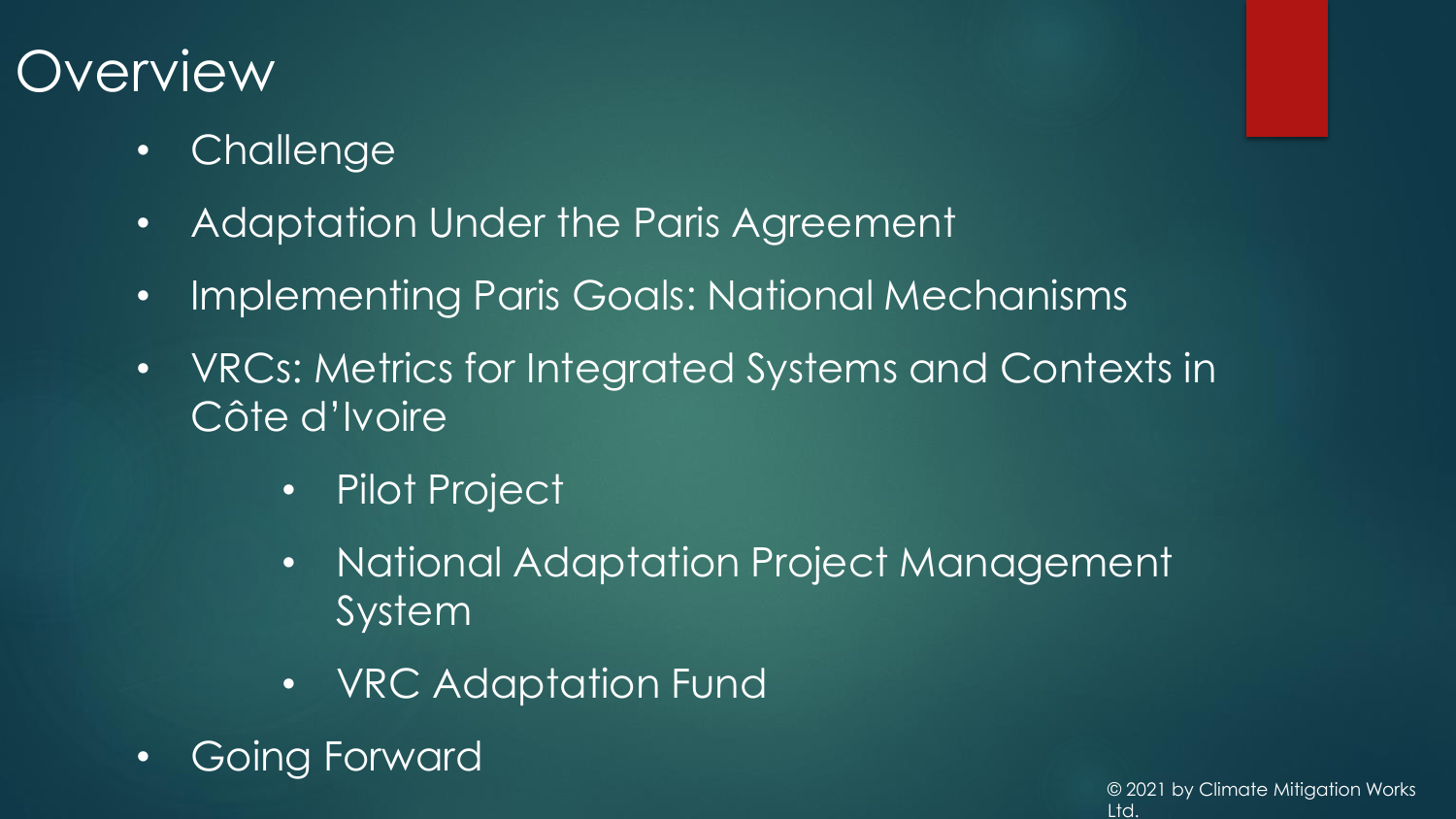# Overview

- Challenge
- Adaptation Under the Paris Agreement
- Implementing Paris Goals: National Mechanisms
- VRCs: Metrics for Integrated Systems and Contexts in Côte d'Ivoire
  - Pilot Project
  - National Adaptation Project Management System
  - VRC Adaptation Fund
- Going Forward

© 2021 by Climate Mitigation Works Ltd.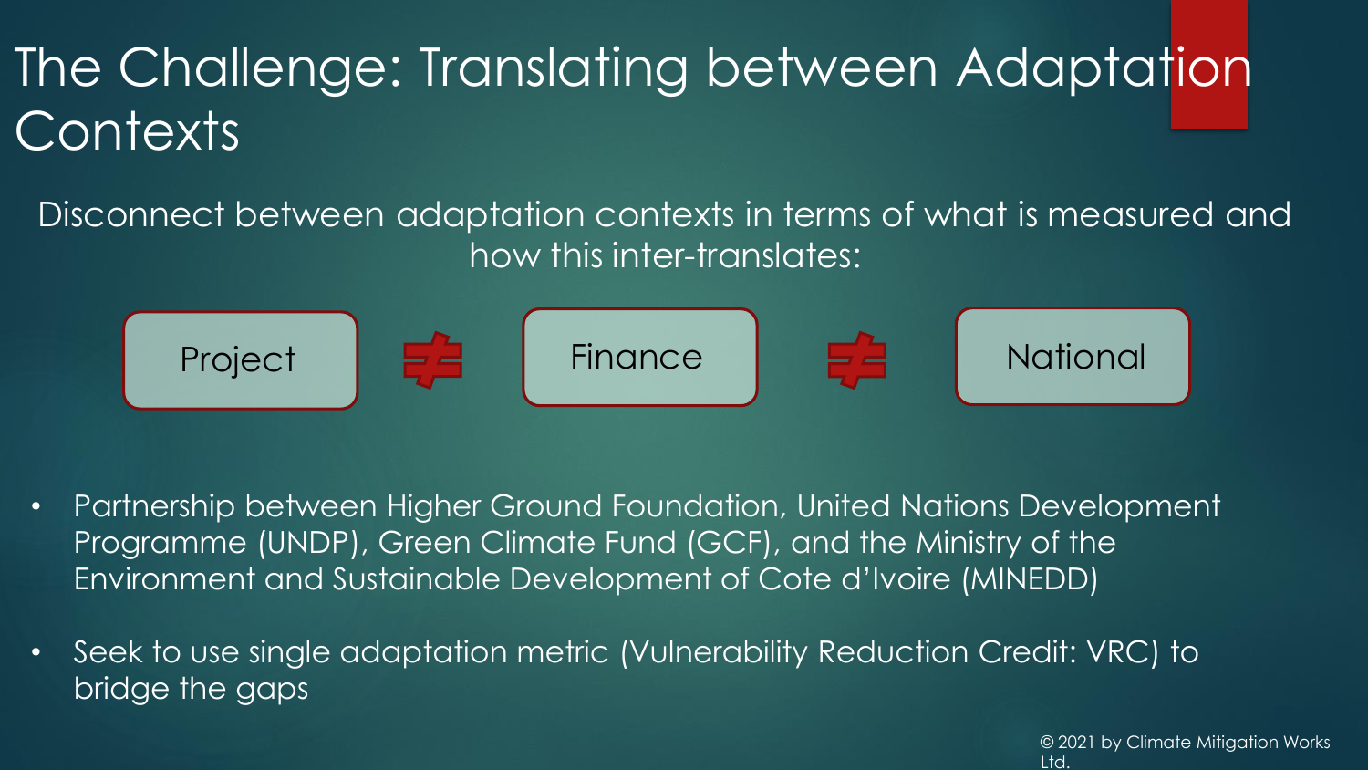# The Challenge: Translating between Adaptation Contexts

Disconnect between adaptation contexts in terms of what is measured and how this inter-translates:

Project ≠ Finance ≠ National

- Partnership between Higher Ground Foundation, United Nations Development Programme (UNDP), Green Climate Fund (GCF), and the Ministry of the Environment and Sustainable Development of Cote d'Ivoire (MINEDD)
- Seek to use single adaptation metric (Vulnerability Reduction Credit: VRC) to bridge the gaps

© 2021 by Climate Mitigation Works Ltd.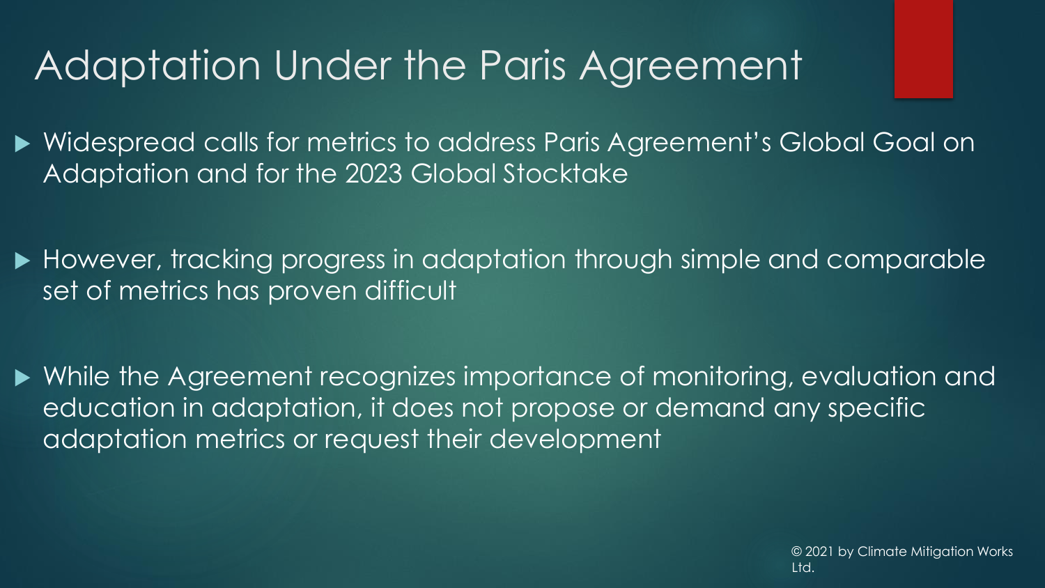# Adaptation Under the Paris Agreement

- Widespread calls for metrics to address Paris Agreement's Global Goal on Adaptation and for the 2023 Global Stocktake
- However, tracking progress in adaptation through simple and comparable set of metrics has proven difficult
- While the Agreement recognizes importance of monitoring, evaluation and education in adaptation, it does not propose or demand any specific adaptation metrics or request their development

© 2021 by Climate Mitigation Works Ltd.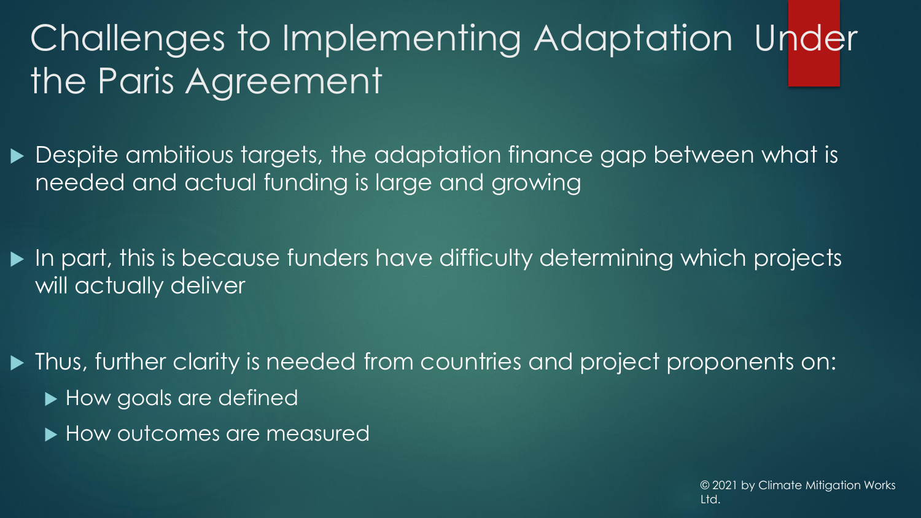# Challenges to Implementing Adaptation Under the Paris Agreement

- Despite ambitious targets, the adaptation finance gap between what is needed and actual funding is large and growing

- In part, this is because funders have difficulty determining which projects will actually deliver

- Thus, further clarity is needed from countries and project proponents on:
  - How goals are defined
  - How outcomes are measured

© 2021 by Climate Mitigation Works Ltd.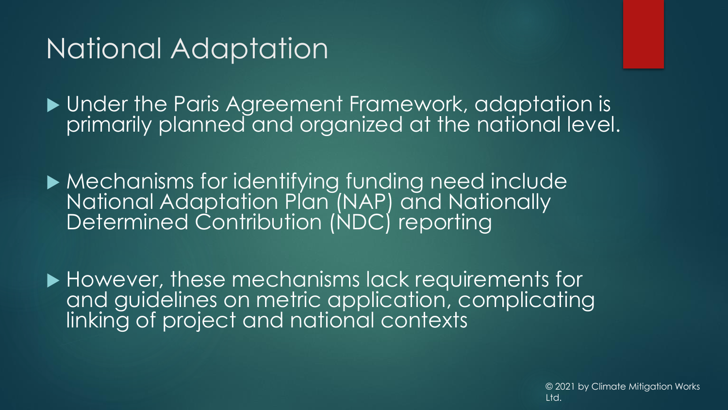# National Adaptation

- Under the Paris Agreement Framework, adaptation is primarily planned and organized at the national level.
- Mechanisms for identifying funding need include National Adaptation Plan (NAP) and Nationally Determined Contribution (NDC) reporting
- However, these mechanisms lack requirements for and guidelines on metric application, complicating linking of project and national contexts

© 2021 by Climate Mitigation Works Ltd.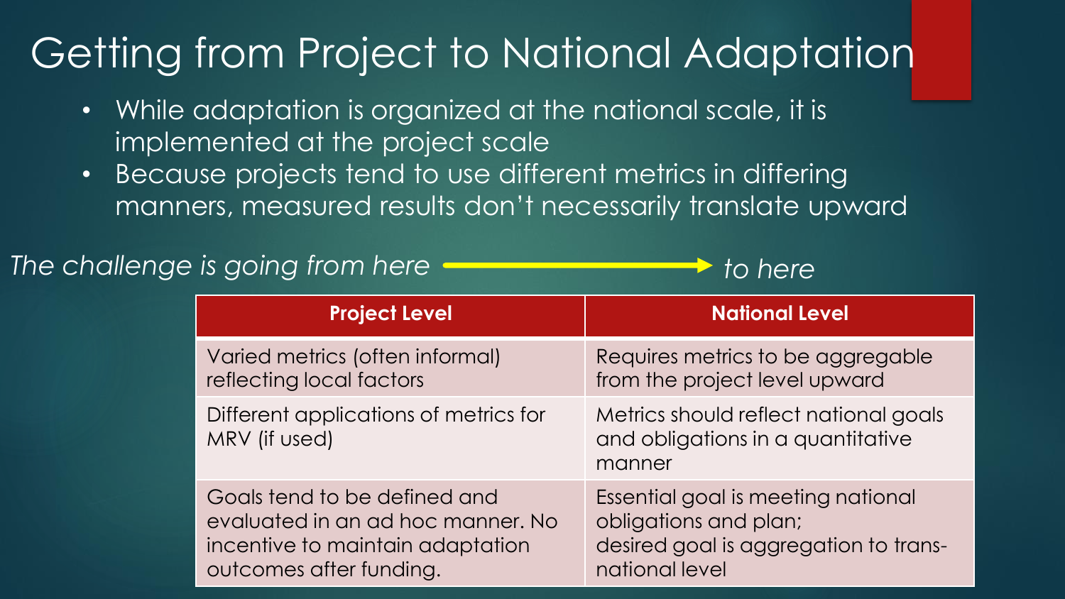# Getting from Project to National Adaptation

- While adaptation is organized at the national scale, it is implemented at the project scale
- Because projects tend to use different metrics in differing manners, measured results don't necessarily translate upward

*The challenge is going from here* → *to here*

| Project Level | National Level |
| --- | --- |
| Varied metrics (often informal) reflecting local factors | Requires metrics to be aggregable from the project level upward |
| Different applications of metrics for MRV (if used) | Metrics should reflect national goals and obligations in a quantitative manner |
| Goals tend to be defined and evaluated in an ad hoc manner. No incentive to maintain adaptation outcomes after funding. | Essential goal is meeting national obligations and plan; desired goal is aggregation to trans-national level |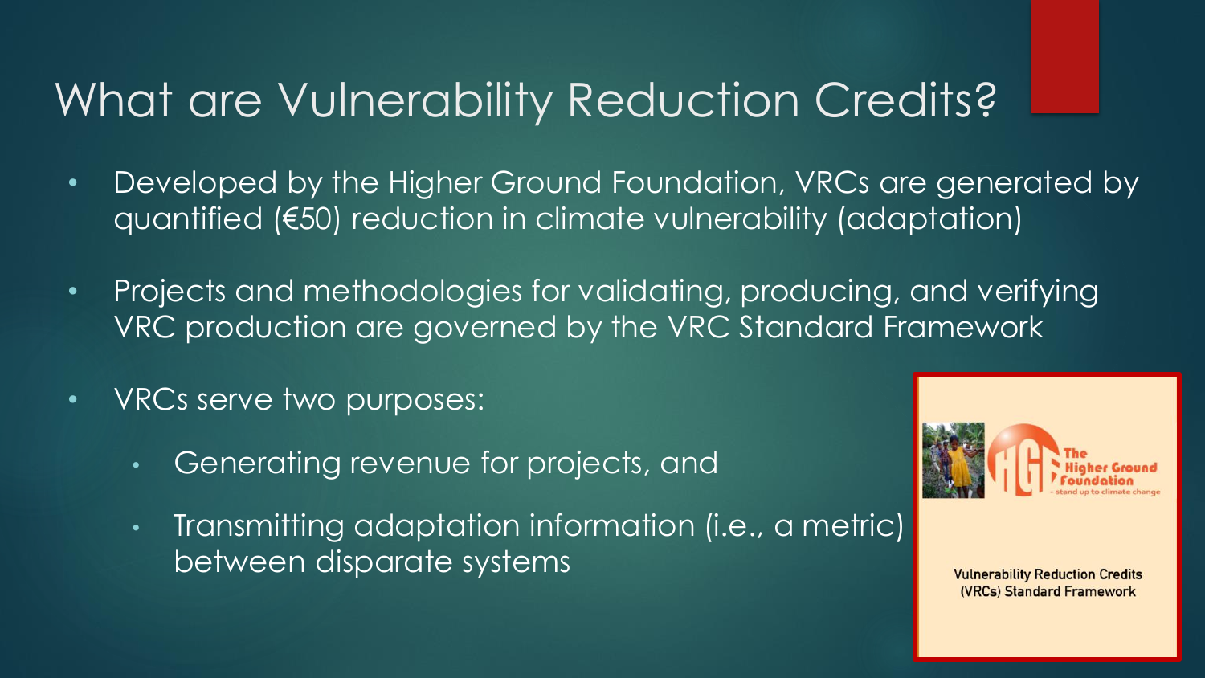# What are Vulnerability Reduction Credits?

- Developed by the Higher Ground Foundation, VRCs are generated by quantified (€50) reduction in climate vulnerability (adaptation)
- Projects and methodologies for validating, producing, and verifying VRC production are governed by the VRC Standard Framework
- VRCs serve two purposes:
  - Generating revenue for projects, and
  - Transmitting adaptation information (i.e., a metric) between disparate systems

The Higher Ground Foundation
- stand up to climate change

Vulnerability Reduction Credits (VRCs) Standard Framework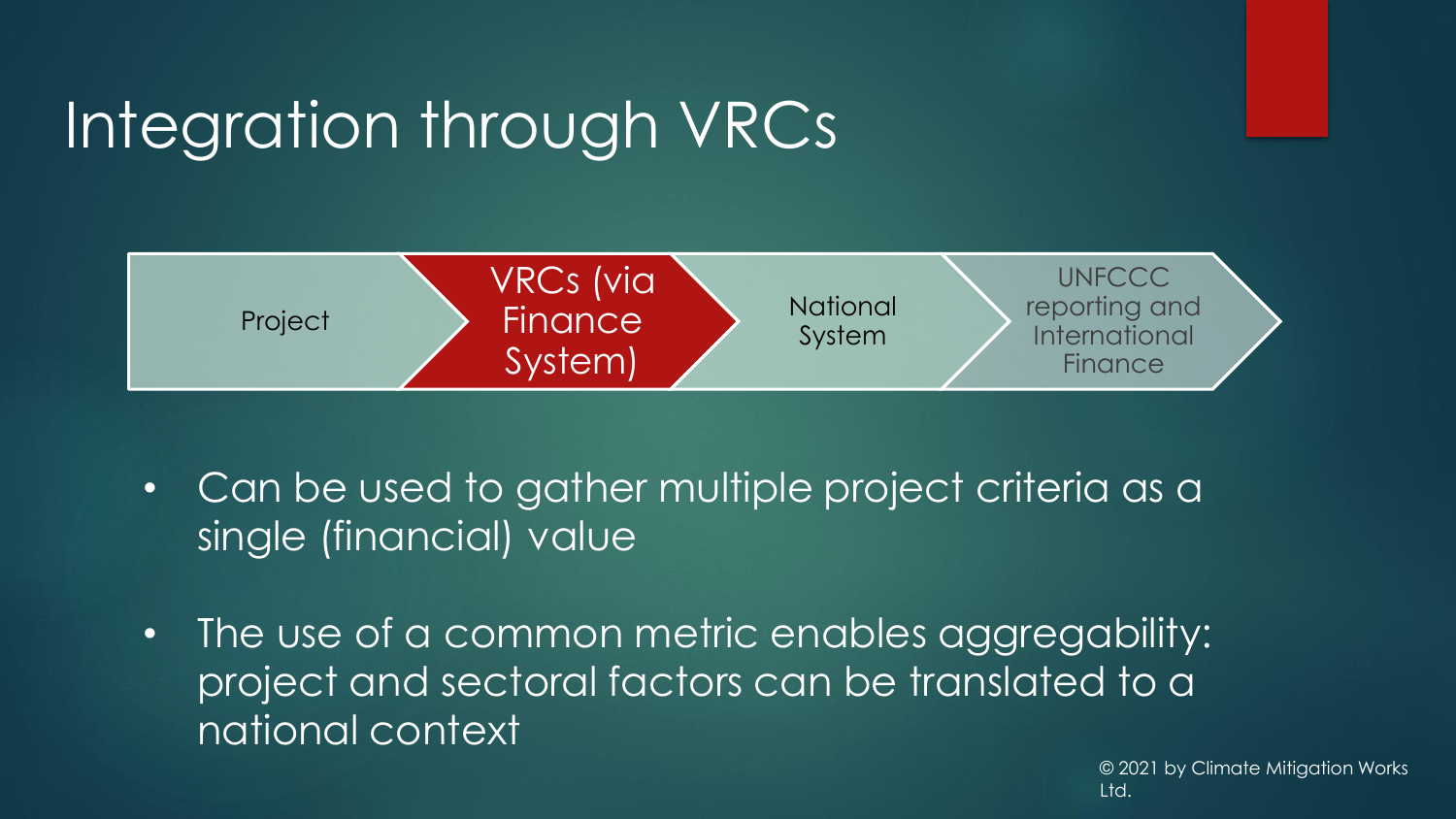# Integration through VRCs

Project → VRCs (via Finance System) → National System → UNFCCC reporting and International Finance

- Can be used to gather multiple project criteria as a single (financial) value
- The use of a common metric enables aggregability: project and sectoral factors can be translated to a national context

© 2021 by Climate Mitigation Works Ltd.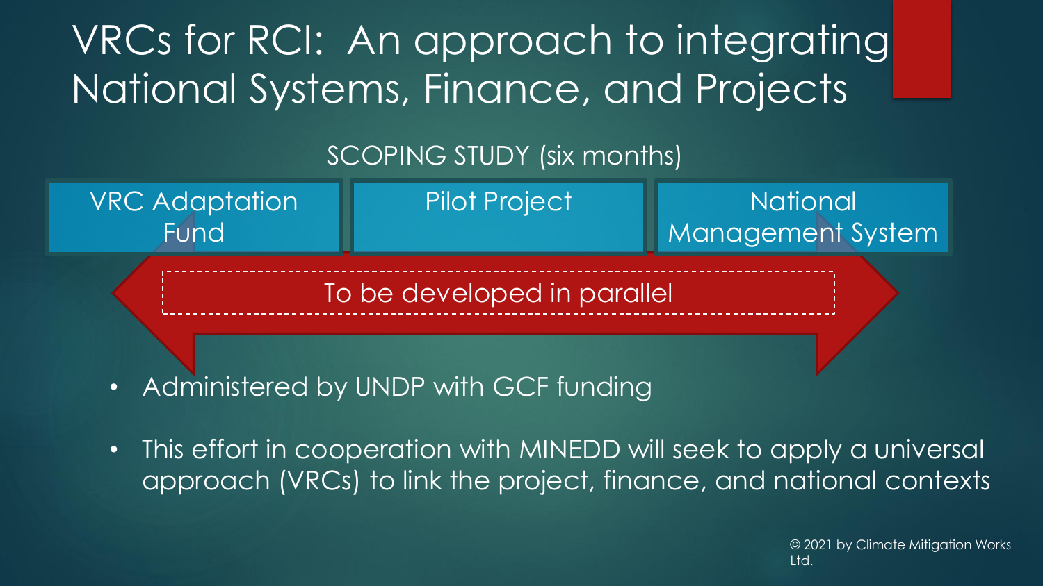# VRCs for RCI: An approach to integrating National Systems, Finance, and Projects

SCOPING STUDY (six months)

| VRC Adaptation Fund | Pilot Project | National Management System |
|---|---|---|

To be developed in parallel

- Administered by UNDP with GCF funding
- This effort in cooperation with MINEDD will seek to apply a universal approach (VRCs) to link the project, finance, and national contexts

© 2021 by Climate Mitigation Works Ltd.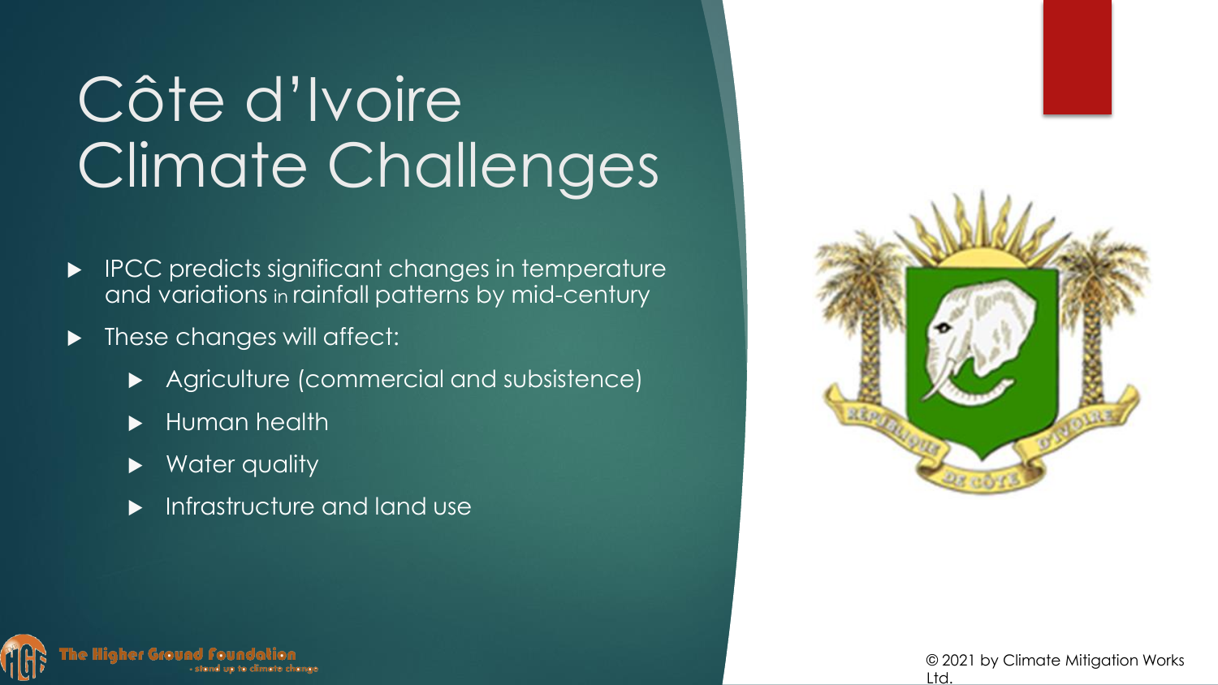# Côte d'Ivoire Climate Challenges

- IPCC predicts significant changes in temperature and variations in rainfall patterns by mid-century
- These changes will affect:
  - Agriculture (commercial and subsistence)
  - Human health
  - Water quality
  - Infrastructure and land use

© 2021 by Climate Mitigation Works Ltd.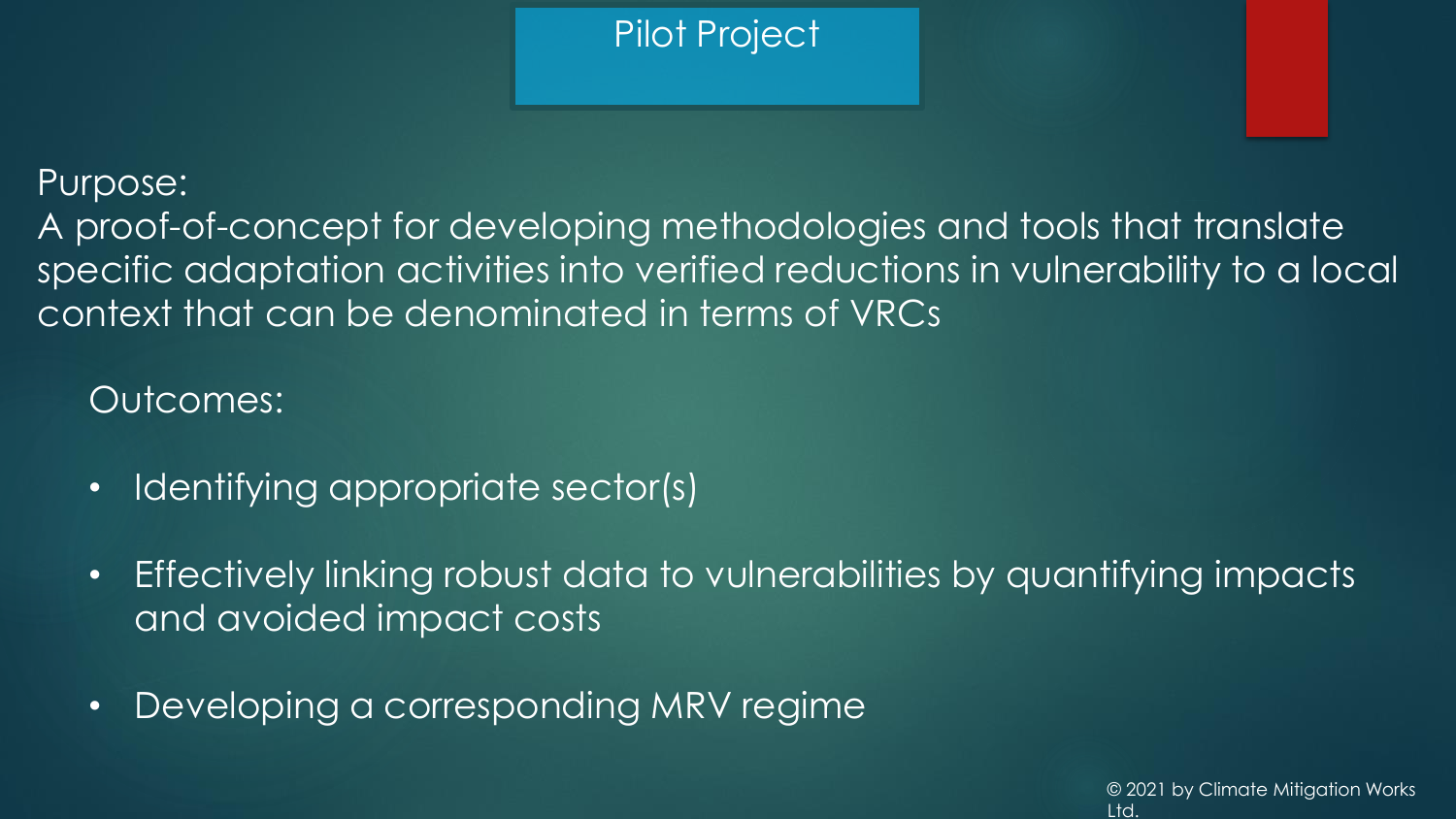# Pilot Project

Purpose:
A proof-of-concept for developing methodologies and tools that translate specific adaptation activities into verified reductions in vulnerability to a local context that can be denominated in terms of VRCs

Outcomes:

- Identifying appropriate sector(s)
- Effectively linking robust data to vulnerabilities by quantifying impacts and avoided impact costs
- Developing a corresponding MRV regime

© 2021 by Climate Mitigation Works Ltd.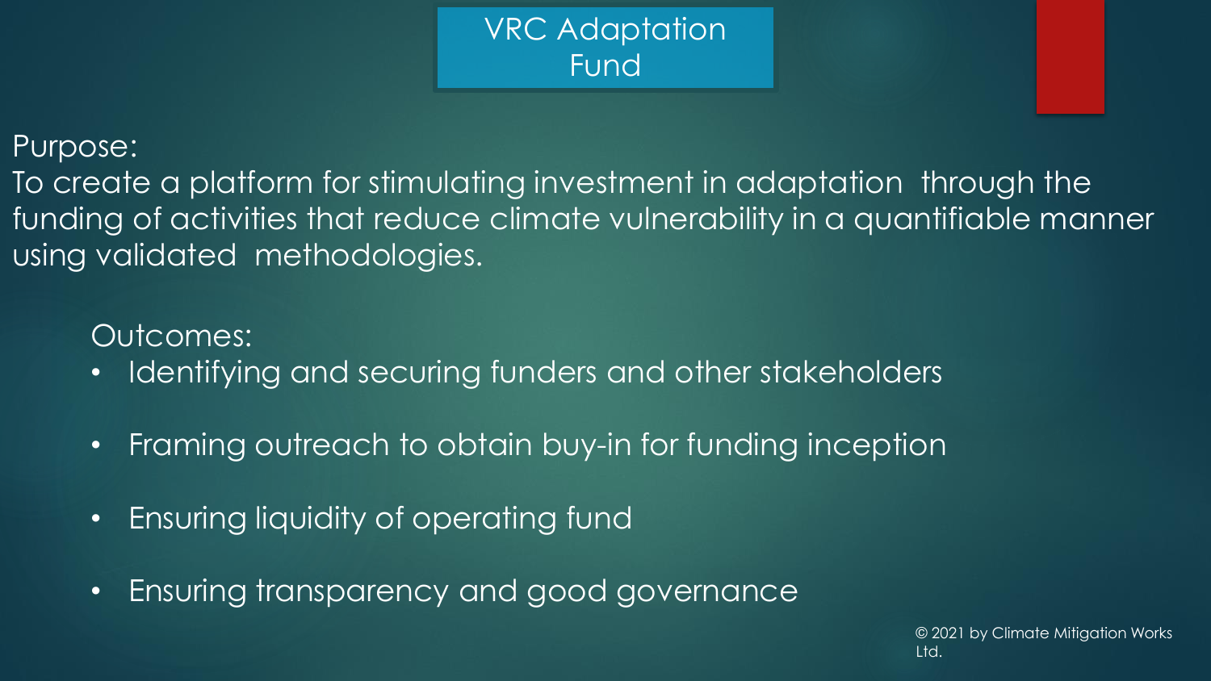# VRC Adaptation Fund

Purpose:
To create a platform for stimulating investment in adaptation through the funding of activities that reduce climate vulnerability in a quantifiable manner using validated methodologies.

Outcomes:

- Identifying and securing funders and other stakeholders
- Framing outreach to obtain buy-in for funding inception
- Ensuring liquidity of operating fund
- Ensuring transparency and good governance

© 2021 by Climate Mitigation Works Ltd.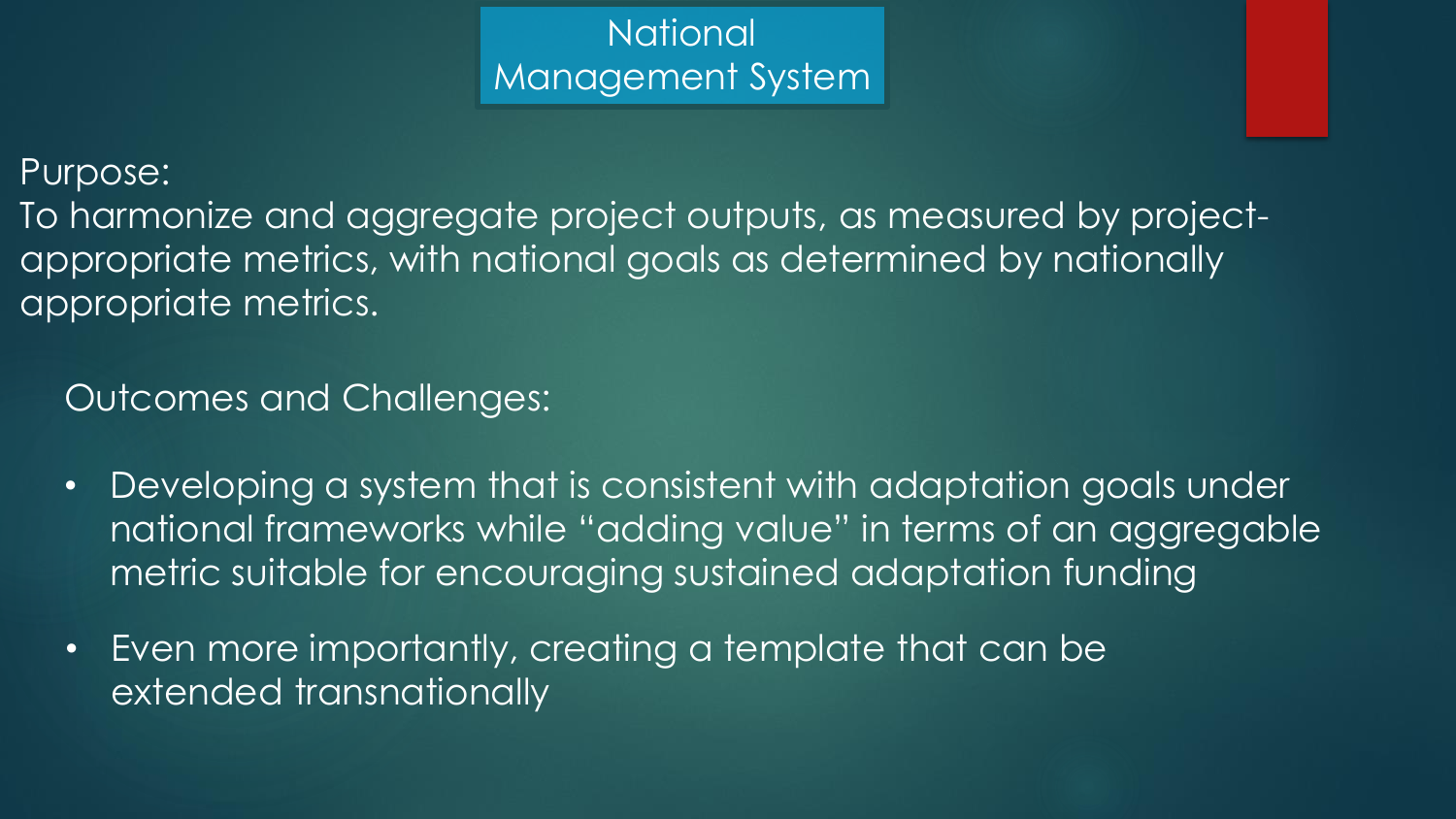# National Management System

Purpose:
To harmonize and aggregate project outputs, as measured by project-appropriate metrics, with national goals as determined by nationally appropriate metrics.

## Outcomes and Challenges:

- Developing a system that is consistent with adaptation goals under national frameworks while "adding value" in terms of an aggregable metric suitable for encouraging sustained adaptation funding
- Even more importantly, creating a template that can be extended transnationally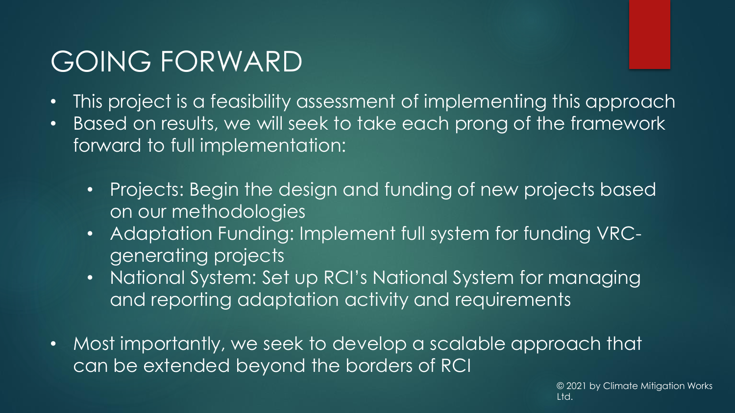# GOING FORWARD

- This project is a feasibility assessment of implementing this approach
- Based on results, we will seek to take each prong of the framework forward to full implementation:
  - Projects: Begin the design and funding of new projects based on our methodologies
  - Adaptation Funding: Implement full system for funding VRC-generating projects
  - National System: Set up RCI's National System for managing and reporting adaptation activity and requirements
- Most importantly, we seek to develop a scalable approach that can be extended beyond the borders of RCI

© 2021 by Climate Mitigation Works Ltd.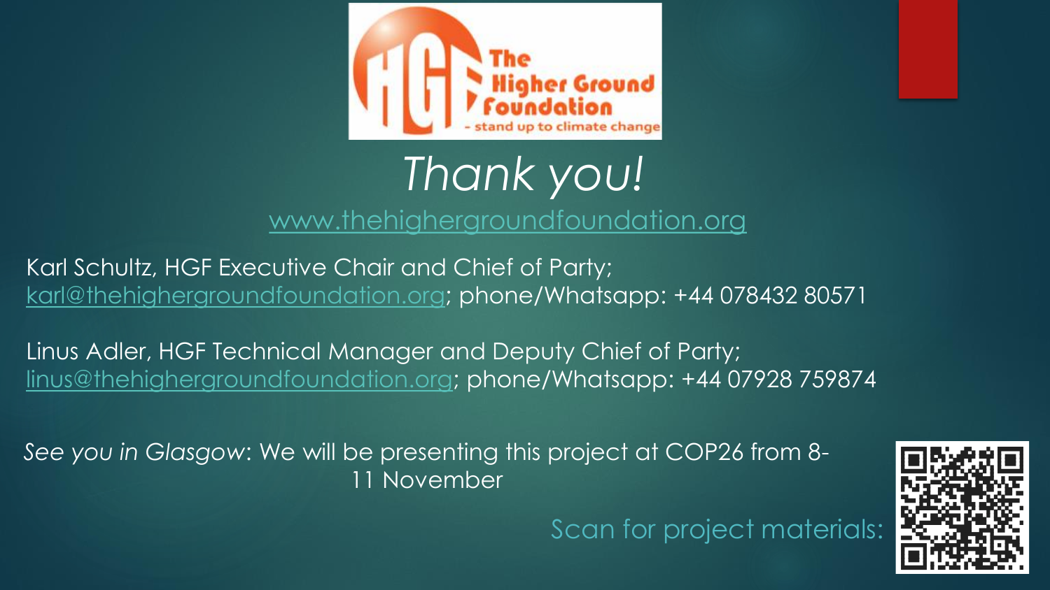The Higher Ground Foundation - stand up to climate change

# *Thank you!*

www.thehighergroundfoundation.org

Karl Schultz, HGF Executive Chair and Chief of Party;
karl@thehighergroundfoundation.org; phone/Whatsapp: +44 078432 80571

Linus Adler, HGF Technical Manager and Deputy Chief of Party;
linus@thehighergroundfoundation.org; phone/Whatsapp: +44 07928 759874

*See you in Glasgow*: We will be presenting this project at COP26 from 8-11 November

Scan for project materials: